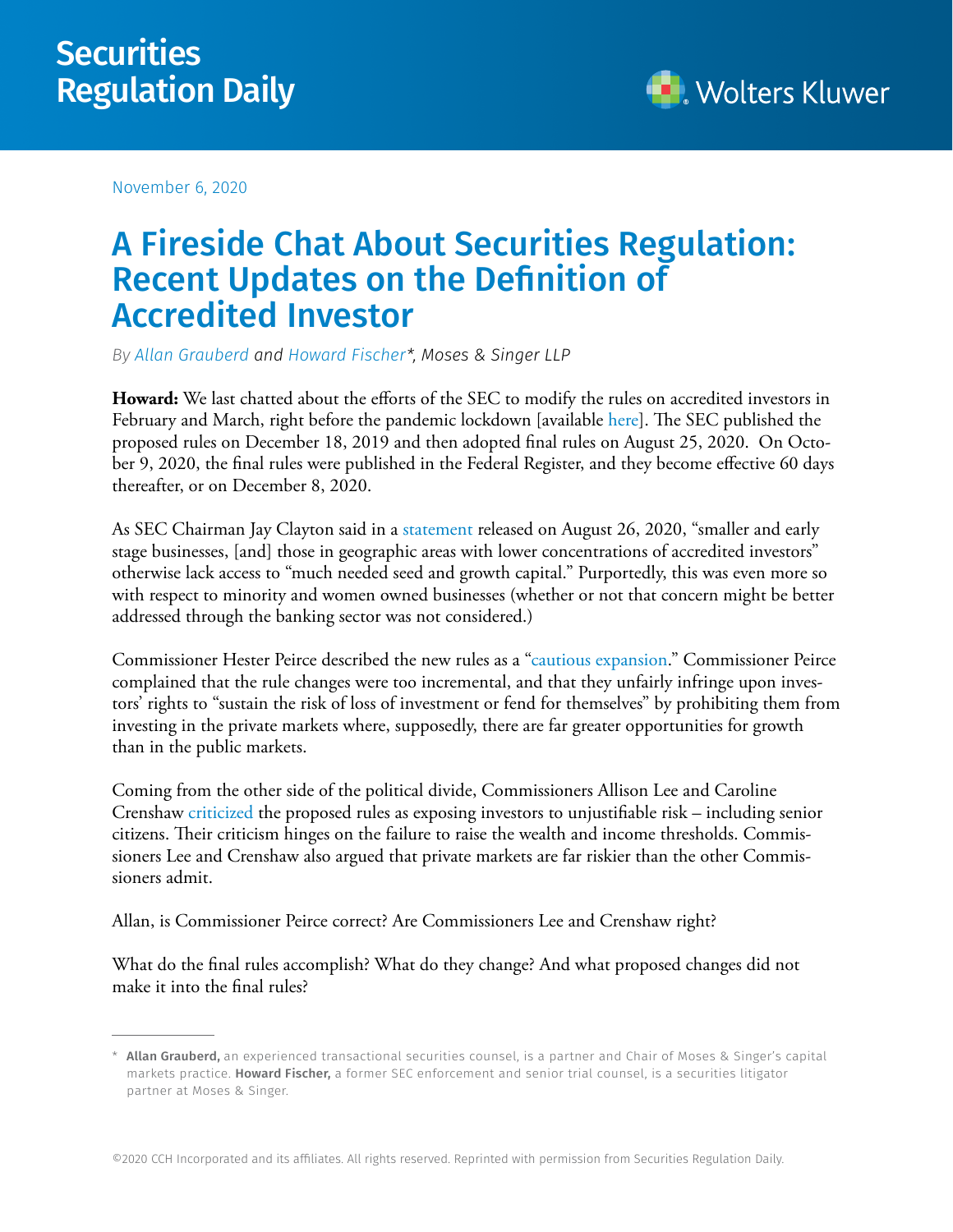Securities Regulation Daily

November 6, 2020

# A Fireside Chat About Securities Regulation: Recent Updates on the Definition of Accredited Investor

*By Allan Grauberd and Howard Fischer\*, Moses & Singer LLP*

**Howard:** We last chatted about the efforts of the SEC to modify the rules on accredited investors in February and March, right before the pandemic lockdown [available here]. The SEC published the proposed rules on December 18, 2019 and then adopted final rules on August 25, 2020. On October 9, 2020, the final rules were published in the Federal Register, and they become effective 60 days thereafter, or on December 8, 2020.

As SEC Chairman Jay Clayton said in a statement released on August 26, 2020, "smaller and early stage businesses, [and] those in geographic areas with lower concentrations of accredited investors" otherwise lack access to "much needed seed and growth capital." Purportedly, this was even more so with respect to minority and women owned businesses (whether or not that concern might be better addressed through the banking sector was not considered.)

Commissioner Hester Peirce described the new rules as a "cautious expansion." Commissioner Peirce complained that the rule changes were too incremental, and that they unfairly infringe upon investors' rights to "sustain the risk of loss of investment or fend for themselves" by prohibiting them from investing in the private markets where, supposedly, there are far greater opportunities for growth than in the public markets.

Coming from the other side of the political divide, Commissioners Allison Lee and Caroline Crenshaw criticized the proposed rules as exposing investors to unjustifiable risk – including senior citizens. Their criticism hinges on the failure to raise the wealth and income thresholds. Commissioners Lee and Crenshaw also argued that private markets are far riskier than the other Commissioners admit.

Allan, is Commissioner Peirce correct? Are Commissioners Lee and Crenshaw right?

What do the final rules accomplish? What do they change? And what proposed changes did not make it into the final rules?

---

\* **Allan Grauberd,** an experienced transactional securities counsel, is a partner and Chair of Moses & Singer's capital markets practice. **Howard Fischer,** a former SEC enforcement and senior trial counsel, is a securities litigator partner at Moses & Singer.

©2020 CCH Incorporated and its affiliates. All rights reserved. Reprinted with permission from Securities Regulation Daily.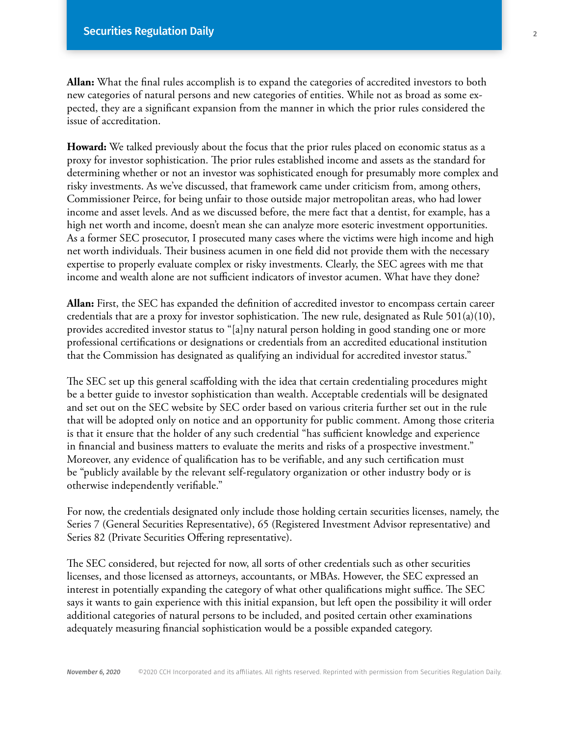**Allan:** What the final rules accomplish is to expand the categories of accredited investors to both new categories of natural persons and new categories of entities. While not as broad as some expected, they are a significant expansion from the manner in which the prior rules considered the issue of accreditation.

**Howard:** We talked previously about the focus that the prior rules placed on economic status as a proxy for investor sophistication. The prior rules established income and assets as the standard for determining whether or not an investor was sophisticated enough for presumably more complex and risky investments. As we've discussed, that framework came under criticism from, among others, Commissioner Peirce, for being unfair to those outside major metropolitan areas, who had lower income and asset levels. And as we discussed before, the mere fact that a dentist, for example, has a high net worth and income, doesn't mean she can analyze more esoteric investment opportunities. As a former SEC prosecutor, I prosecuted many cases where the victims were high income and high net worth individuals. Their business acumen in one field did not provide them with the necessary expertise to properly evaluate complex or risky investments. Clearly, the SEC agrees with me that income and wealth alone are not sufficient indicators of investor acumen. What have they done?

**Allan:** First, the SEC has expanded the definition of accredited investor to encompass certain career credentials that are a proxy for investor sophistication. The new rule, designated as Rule 501(a)(10), provides accredited investor status to "[a]ny natural person holding in good standing one or more professional certifications or designations or credentials from an accredited educational institution that the Commission has designated as qualifying an individual for accredited investor status."

The SEC set up this general scaffolding with the idea that certain credentialing procedures might be a better guide to investor sophistication than wealth. Acceptable credentials will be designated and set out on the SEC website by SEC order based on various criteria further set out in the rule that will be adopted only on notice and an opportunity for public comment. Among those criteria is that it ensure that the holder of any such credential "has sufficient knowledge and experience in financial and business matters to evaluate the merits and risks of a prospective investment." Moreover, any evidence of qualification has to be verifiable, and any such certification must be "publicly available by the relevant self-regulatory organization or other industry body or is otherwise independently verifiable."

For now, the credentials designated only include those holding certain securities licenses, namely, the Series 7 (General Securities Representative), 65 (Registered Investment Advisor representative) and Series 82 (Private Securities Offering representative).

The SEC considered, but rejected for now, all sorts of other credentials such as other securities licenses, and those licensed as attorneys, accountants, or MBAs. However, the SEC expressed an interest in potentially expanding the category of what other qualifications might suffice. The SEC says it wants to gain experience with this initial expansion, but left open the possibility it will order additional categories of natural persons to be included, and posited certain other examinations adequately measuring financial sophistication would be a possible expanded category.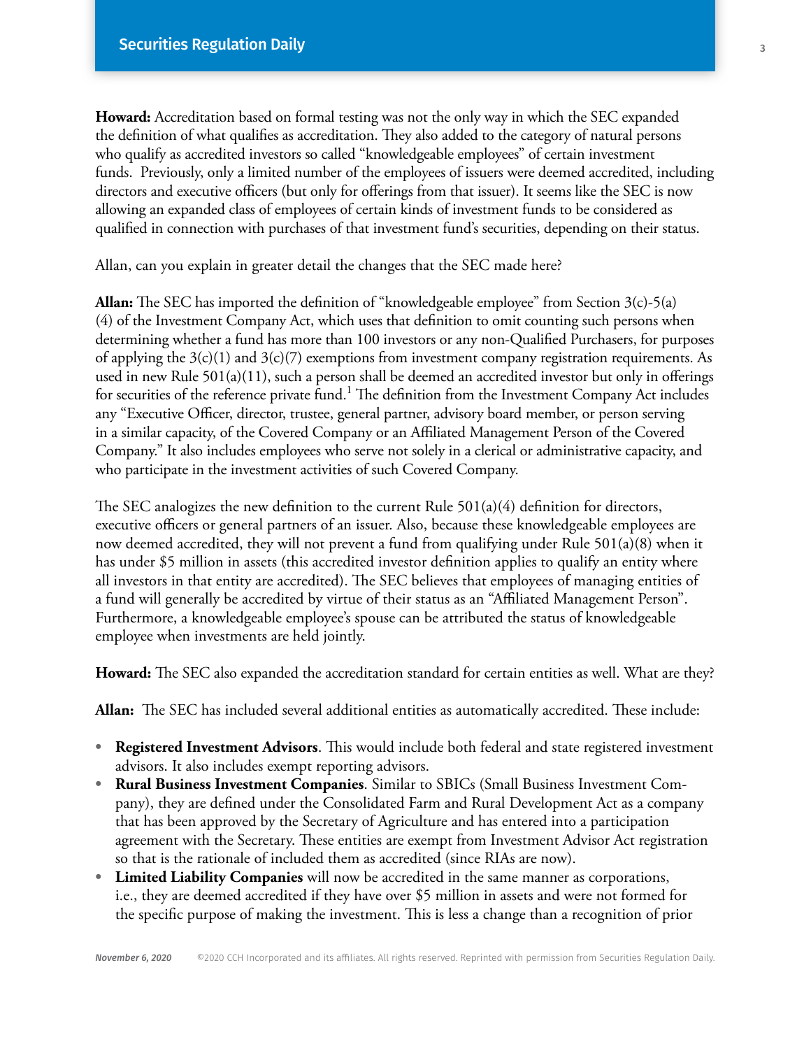**Howard:** Accreditation based on formal testing was not the only way in which the SEC expanded the definition of what qualifies as accreditation. They also added to the category of natural persons who qualify as accredited investors so called "knowledgeable employees" of certain investment funds. Previously, only a limited number of the employees of issuers were deemed accredited, including directors and executive officers (but only for offerings from that issuer). It seems like the SEC is now allowing an expanded class of employees of certain kinds of investment funds to be considered as qualified in connection with purchases of that investment fund's securities, depending on their status.

Allan, can you explain in greater detail the changes that the SEC made here?

**Allan:** The SEC has imported the definition of "knowledgeable employee" from Section 3(c)-5(a)(4) of the Investment Company Act, which uses that definition to omit counting such persons when determining whether a fund has more than 100 investors or any non-Qualified Purchasers, for purposes of applying the 3(c)(1) and 3(c)(7) exemptions from investment company registration requirements. As used in new Rule 501(a)(11), such a person shall be deemed an accredited investor but only in offerings for securities of the reference private fund.[1] The definition from the Investment Company Act includes any "Executive Officer, director, trustee, general partner, advisory board member, or person serving in a similar capacity, of the Covered Company or an Affiliated Management Person of the Covered Company." It also includes employees who serve not solely in a clerical or administrative capacity, and who participate in the investment activities of such Covered Company.

The SEC analogizes the new definition to the current Rule 501(a)(4) definition for directors, executive officers or general partners of an issuer. Also, because these knowledgeable employees are now deemed accredited, they will not prevent a fund from qualifying under Rule 501(a)(8) when it has under $5 million in assets (this accredited investor definition applies to qualify an entity where all investors in that entity are accredited). The SEC believes that employees of managing entities of a fund will generally be accredited by virtue of their status as an "Affiliated Management Person". Furthermore, a knowledgeable employee's spouse can be attributed the status of knowledgeable employee when investments are held jointly.

**Howard:** The SEC also expanded the accreditation standard for certain entities as well. What are they?

**Allan:** The SEC has included several additional entities as automatically accredited. These include:

- **Registered Investment Advisors**. This would include both federal and state registered investment advisors. It also includes exempt reporting advisors.
- **Rural Business Investment Companies**. Similar to SBICs (Small Business Investment Company), they are defined under the Consolidated Farm and Rural Development Act as a company that has been approved by the Secretary of Agriculture and has entered into a participation agreement with the Secretary. These entities are exempt from Investment Advisor Act registration so that is the rationale of included them as accredited (since RIAs are now).
- **Limited Liability Companies** will now be accredited in the same manner as corporations, i.e., they are deemed accredited if they have over $5 million in assets and were not formed for the specific purpose of making the investment. This is less a change than a recognition of prior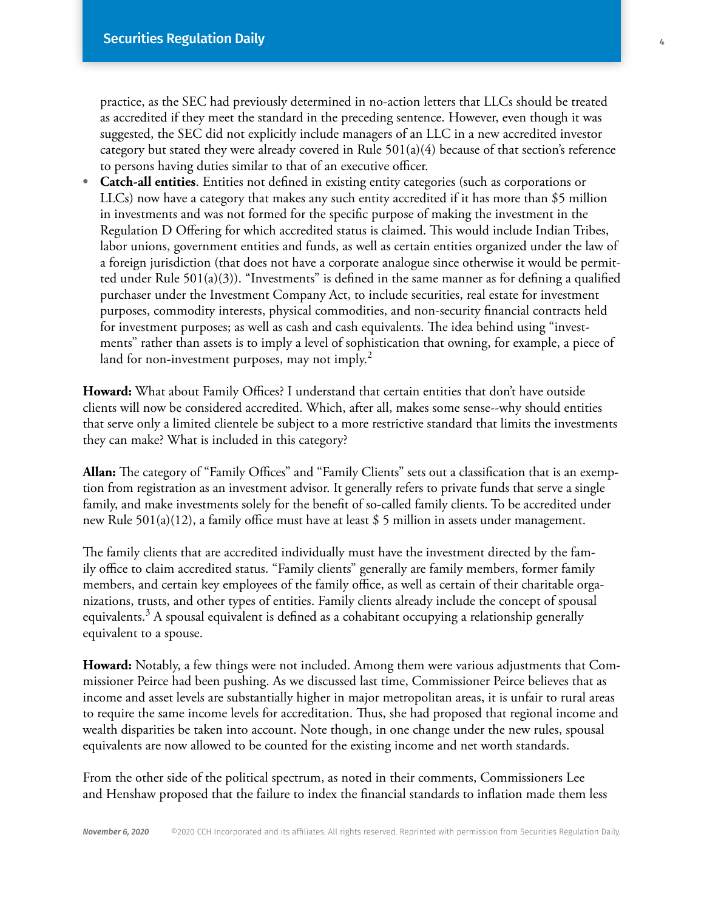practice, as the SEC had previously determined in no-action letters that LLCs should be treated as accredited if they meet the standard in the preceding sentence. However, even though it was suggested, the SEC did not explicitly include managers of an LLC in a new accredited investor category but stated they were already covered in Rule 501(a)(4) because of that section's reference to persons having duties similar to that of an executive officer.

- **Catch-all entities**. Entities not defined in existing entity categories (such as corporations or LLCs) now have a category that makes any such entity accredited if it has more than $5 million in investments and was not formed for the specific purpose of making the investment in the Regulation D Offering for which accredited status is claimed. This would include Indian Tribes, labor unions, government entities and funds, as well as certain entities organized under the law of a foreign jurisdiction (that does not have a corporate analogue since otherwise it would be permitted under Rule 501(a)(3)). "Investments" is defined in the same manner as for defining a qualified purchaser under the Investment Company Act, to include securities, real estate for investment purposes, commodity interests, physical commodities, and non-security financial contracts held for investment purposes; as well as cash and cash equivalents. The idea behind using "investments" rather than assets is to imply a level of sophistication that owning, for example, a piece of land for non-investment purposes, may not imply.[2]

**Howard:** What about Family Offices? I understand that certain entities that don't have outside clients will now be considered accredited. Which, after all, makes some sense--why should entities that serve only a limited clientele be subject to a more restrictive standard that limits the investments they can make? What is included in this category?

**Allan:** The category of "Family Offices" and "Family Clients" sets out a classification that is an exemption from registration as an investment advisor. It generally refers to private funds that serve a single family, and make investments solely for the benefit of so-called family clients. To be accredited under new Rule 501(a)(12), a family office must have at least $ 5 million in assets under management.

The family clients that are accredited individually must have the investment directed by the family office to claim accredited status. "Family clients" generally are family members, former family members, and certain key employees of the family office, as well as certain of their charitable organizations, trusts, and other types of entities. Family clients already include the concept of spousal equivalents.[3] A spousal equivalent is defined as a cohabitant occupying a relationship generally equivalent to a spouse.

**Howard:** Notably, a few things were not included. Among them were various adjustments that Commissioner Peirce had been pushing. As we discussed last time, Commissioner Peirce believes that as income and asset levels are substantially higher in major metropolitan areas, it is unfair to rural areas to require the same income levels for accreditation. Thus, she had proposed that regional income and wealth disparities be taken into account. Note though, in one change under the new rules, spousal equivalents are now allowed to be counted for the existing income and net worth standards.

From the other side of the political spectrum, as noted in their comments, Commissioners Lee and Henshaw proposed that the failure to index the financial standards to inflation made them less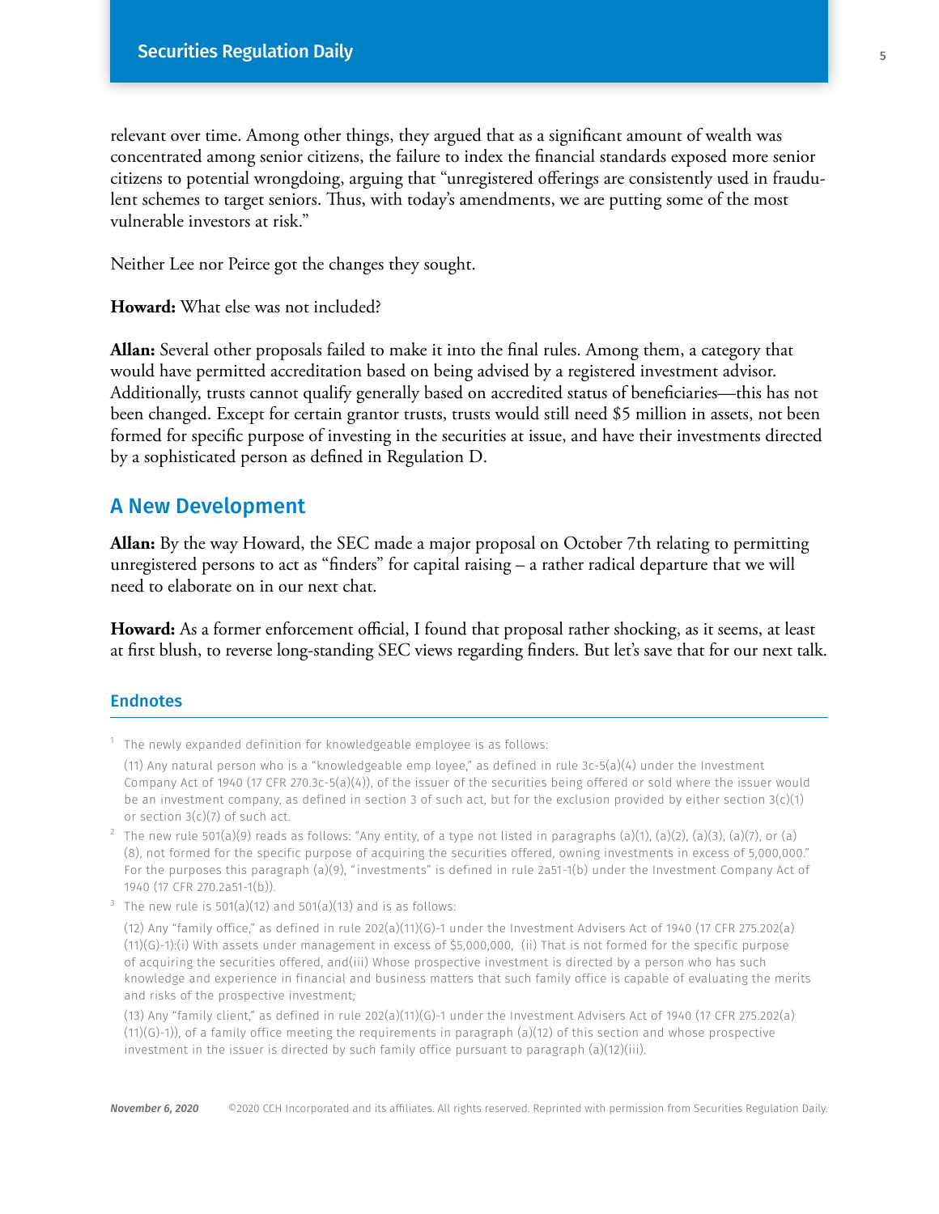relevant over time. Among other things, they argued that as a significant amount of wealth was concentrated among senior citizens, the failure to index the financial standards exposed more senior citizens to potential wrongdoing, arguing that "unregistered offerings are consistently used in fraudulent schemes to target seniors. Thus, with today's amendments, we are putting some of the most vulnerable investors at risk."

Neither Lee nor Peirce got the changes they sought.

**Howard:** What else was not included?

**Allan:** Several other proposals failed to make it into the final rules. Among them, a category that would have permitted accreditation based on being advised by a registered investment advisor. Additionally, trusts cannot qualify generally based on accredited status of beneficiaries—this has not been changed. Except for certain grantor trusts, trusts would still need $5 million in assets, not been formed for specific purpose of investing in the securities at issue, and have their investments directed by a sophisticated person as defined in Regulation D.

## A New Development

**Allan:** By the way Howard, the SEC made a major proposal on October 7th relating to permitting unregistered persons to act as "finders" for capital raising – a rather radical departure that we will need to elaborate on in our next chat.

**Howard:** As a former enforcement official, I found that proposal rather shocking, as it seems, at least at first blush, to reverse long-standing SEC views regarding finders. But let's save that for our next talk.

### Endnotes

[1] The newly expanded definition for knowledgeable employee is as follows:

(11) Any natural person who is a "knowledgeable emp loyee," as defined in rule 3c-5(a)(4) under the Investment Company Act of 1940 (17 CFR 270.3c-5(a)(4)), of the issuer of the securities being offered or sold where the issuer would be an investment company, as defined in section 3 of such act, but for the exclusion provided by either section 3(c)(1) or section 3(c)(7) of such act.

[2] The new rule 501(a)(9) reads as follows: "Any entity, of a type not listed in paragraphs (a)(1), (a)(2), (a)(3), (a)(7), or (a)(8), not formed for the specific purpose of acquiring the securities offered, owning investments in excess of 5,000,000." For the purposes this paragraph (a)(9), "investments" is defined in rule 2a51-1(b) under the Investment Company Act of 1940 (17 CFR 270.2a51-1(b)).

[3] The new rule is 501(a)(12) and 501(a)(13) and is as follows:

(12) Any "family office," as defined in rule 202(a)(11)(G)-1 under the Investment Advisers Act of 1940 (17 CFR 275.202(a)(11)(G)-1):(i) With assets under management in excess of $5,000,000, (ii) That is not formed for the specific purpose of acquiring the securities offered, and(iii) Whose prospective investment is directed by a person who has such knowledge and experience in financial and business matters that such family office is capable of evaluating the merits and risks of the prospective investment;

(13) Any "family client," as defined in rule 202(a)(11)(G)-1 under the Investment Advisers Act of 1940 (17 CFR 275.202(a)(11)(G)-1)), of a family office meeting the requirements in paragraph (a)(12) of this section and whose prospective investment in the issuer is directed by such family office pursuant to paragraph (a)(12)(iii).